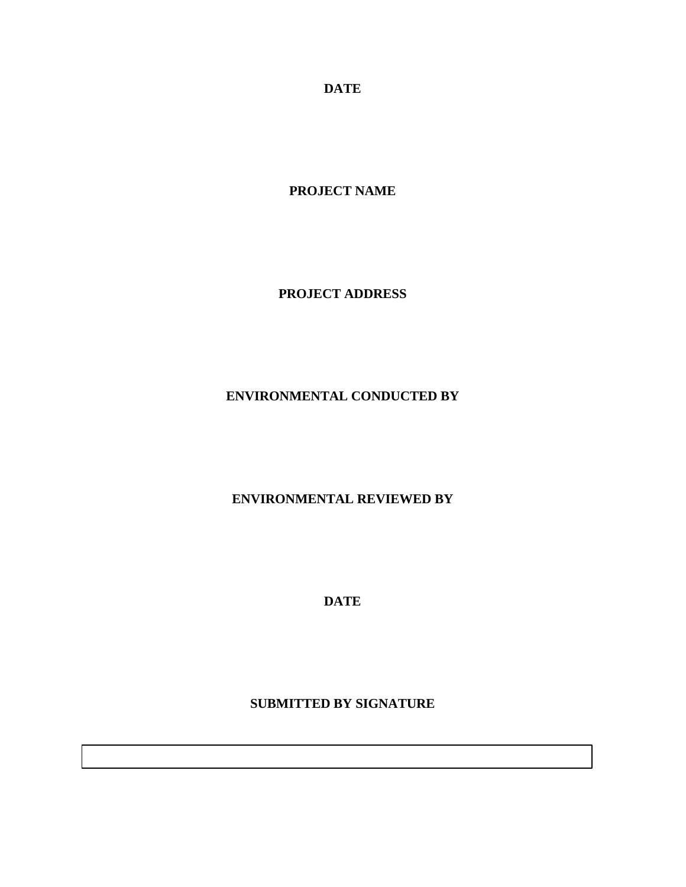**DATE**

**PROJECT NAME**

**PROJECT ADDRESS**

**ENVIRONMENTAL CONDUCTED BY**

**ENVIRONMENTAL REVIEWED BY**

**DATE**

**SUBMITTED BY SIGNATURE**

| |
|---|
| |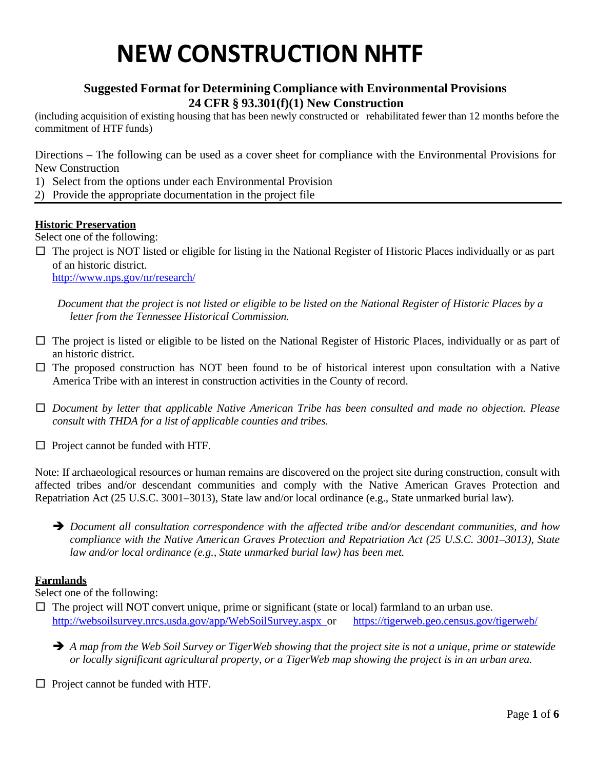# NEW CONSTRUCTION NHTF

### Suggested Format for Determining Compliance with Environmental Provisions
### 24 CFR § 93.301(f)(1) New Construction

(including acquisition of existing housing that has been newly constructed or rehabilitated fewer than 12 months before the commitment of HTF funds)

Directions – The following can be used as a cover sheet for compliance with the Environmental Provisions for New Construction

1) Select from the options under each Environmental Provision
2) Provide the appropriate documentation in the project file

---

**Historic Preservation**

Select one of the following:

- ☐ The project is NOT listed or eligible for listing in the National Register of Historic Places individually or as part of an historic district.
  http://www.nps.gov/nr/research/

  *Document that the project is not listed or eligible to be listed on the National Register of Historic Places by a letter from the Tennessee Historical Commission.*

- ☐ The project is listed or eligible to be listed on the National Register of Historic Places, individually or as part of an historic district.
- ☐ The proposed construction has NOT been found to be of historical interest upon consultation with a Native America Tribe with an interest in construction activities in the County of record.

- ☐ *Document by letter that applicable Native American Tribe has been consulted and made no objection. Please consult with THDA for a list of applicable counties and tribes.*

- ☐ Project cannot be funded with HTF.

Note: If archaeological resources or human remains are discovered on the project site during construction, consult with affected tribes and/or descendant communities and comply with the Native American Graves Protection and Repatriation Act (25 U.S.C. 3001–3013), State law and/or local ordinance (e.g., State unmarked burial law).

➔ *Document all consultation correspondence with the affected tribe and/or descendant communities, and how compliance with the Native American Graves Protection and Repatriation Act (25 U.S.C. 3001–3013), State law and/or local ordinance (e.g., State unmarked burial law) has been met.*

**Farmlands**

Select one of the following:

- ☐ The project will NOT convert unique, prime or significant (state or local) farmland to an urban use.
  http://websoilsurvey.nrcs.usda.gov/app/WebSoilSurvey.aspx or https://tigerweb.geo.census.gov/tigerweb/

  ➔ *A map from the Web Soil Survey or TigerWeb showing that the project site is not a unique, prime or statewide or locally significant agricultural property, or a TigerWeb map showing the project is in an urban area.*

- ☐ Project cannot be funded with HTF.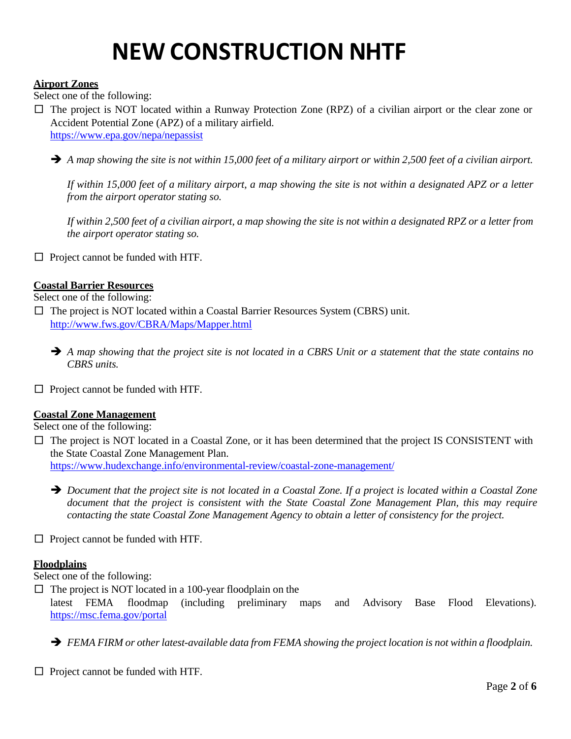# NEW CONSTRUCTION NHTF

**Airport Zones**

Select one of the following:

- ☐ The project is NOT located within a Runway Protection Zone (RPZ) of a civilian airport or the clear zone or Accident Potential Zone (APZ) of a military airfield.
  https://www.epa.gov/nepa/nepassist

  ➔ *A map showing the site is not within 15,000 feet of a military airport or within 2,500 feet of a civilian airport.*

  *If within 15,000 feet of a military airport, a map showing the site is not within a designated APZ or a letter from the airport operator stating so.*

  *If within 2,500 feet of a civilian airport, a map showing the site is not within a designated RPZ or a letter from the airport operator stating so.*

- ☐ Project cannot be funded with HTF.

**Coastal Barrier Resources**

Select one of the following:

- ☐ The project is NOT located within a Coastal Barrier Resources System (CBRS) unit.
  http://www.fws.gov/CBRA/Maps/Mapper.html

  ➔ *A map showing that the project site is not located in a CBRS Unit or a statement that the state contains no CBRS units.*

- ☐ Project cannot be funded with HTF.

**Coastal Zone Management**

Select one of the following:

- ☐ The project is NOT located in a Coastal Zone, or it has been determined that the project IS CONSISTENT with the State Coastal Zone Management Plan.
  https://www.hudexchange.info/environmental-review/coastal-zone-management/

  ➔ *Document that the project site is not located in a Coastal Zone. If a project is located within a Coastal Zone document that the project is consistent with the State Coastal Zone Management Plan, this may require contacting the state Coastal Zone Management Agency to obtain a letter of consistency for the project.*

- ☐ Project cannot be funded with HTF.

**Floodplains**

Select one of the following:

- ☐ The project is NOT located in a 100-year floodplain on the latest FEMA floodmap (including preliminary maps and Advisory Base Flood Elevations).
  https://msc.fema.gov/portal

  ➔ *FEMA FIRM or other latest-available data from FEMA showing the project location is not within a floodplain.*

- ☐ Project cannot be funded with HTF.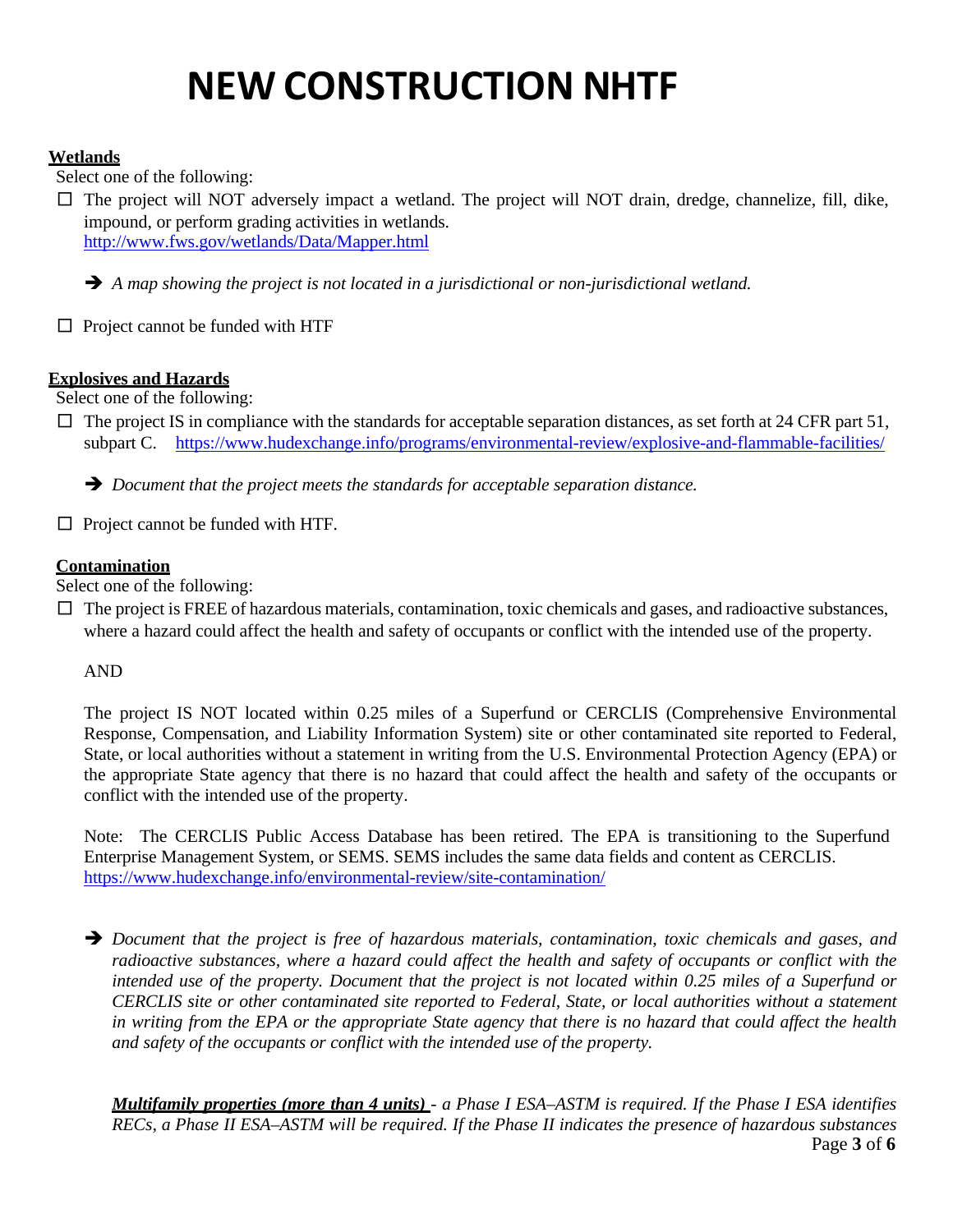# NEW CONSTRUCTION NHTF

**Wetlands**

Select one of the following:

☐ The project will NOT adversely impact a wetland. The project will NOT drain, dredge, channelize, fill, dike, impound, or perform grading activities in wetlands. http://www.fws.gov/wetlands/Data/Mapper.html

➔ *A map showing the project is not located in a jurisdictional or non-jurisdictional wetland.*

☐ Project cannot be funded with HTF

**Explosives and Hazards**

Select one of the following:

☐ The project IS in compliance with the standards for acceptable separation distances, as set forth at 24 CFR part 51, subpart C. https://www.hudexchange.info/programs/environmental-review/explosive-and-flammable-facilities/

➔ *Document that the project meets the standards for acceptable separation distance.*

☐ Project cannot be funded with HTF.

**Contamination**

Select one of the following:

☐ The project is FREE of hazardous materials, contamination, toxic chemicals and gases, and radioactive substances, where a hazard could affect the health and safety of occupants or conflict with the intended use of the property.

AND

The project IS NOT located within 0.25 miles of a Superfund or CERCLIS (Comprehensive Environmental Response, Compensation, and Liability Information System) site or other contaminated site reported to Federal, State, or local authorities without a statement in writing from the U.S. Environmental Protection Agency (EPA) or the appropriate State agency that there is no hazard that could affect the health and safety of the occupants or conflict with the intended use of the property.

Note: The CERCLIS Public Access Database has been retired. The EPA is transitioning to the Superfund Enterprise Management System, or SEMS. SEMS includes the same data fields and content as CERCLIS. https://www.hudexchange.info/environmental-review/site-contamination/

➔ *Document that the project is free of hazardous materials, contamination, toxic chemicals and gases, and radioactive substances, where a hazard could affect the health and safety of occupants or conflict with the intended use of the property. Document that the project is not located within 0.25 miles of a Superfund or CERCLIS site or other contaminated site reported to Federal, State, or local authorities without a statement in writing from the EPA or the appropriate State agency that there is no hazard that could affect the health and safety of the occupants or conflict with the intended use of the property.*

***Multifamily properties (more than 4 units)*** *- a Phase I ESA–ASTM is required. If the Phase I ESA identifies RECs, a Phase II ESA–ASTM will be required. If the Phase II indicates the presence of hazardous substances*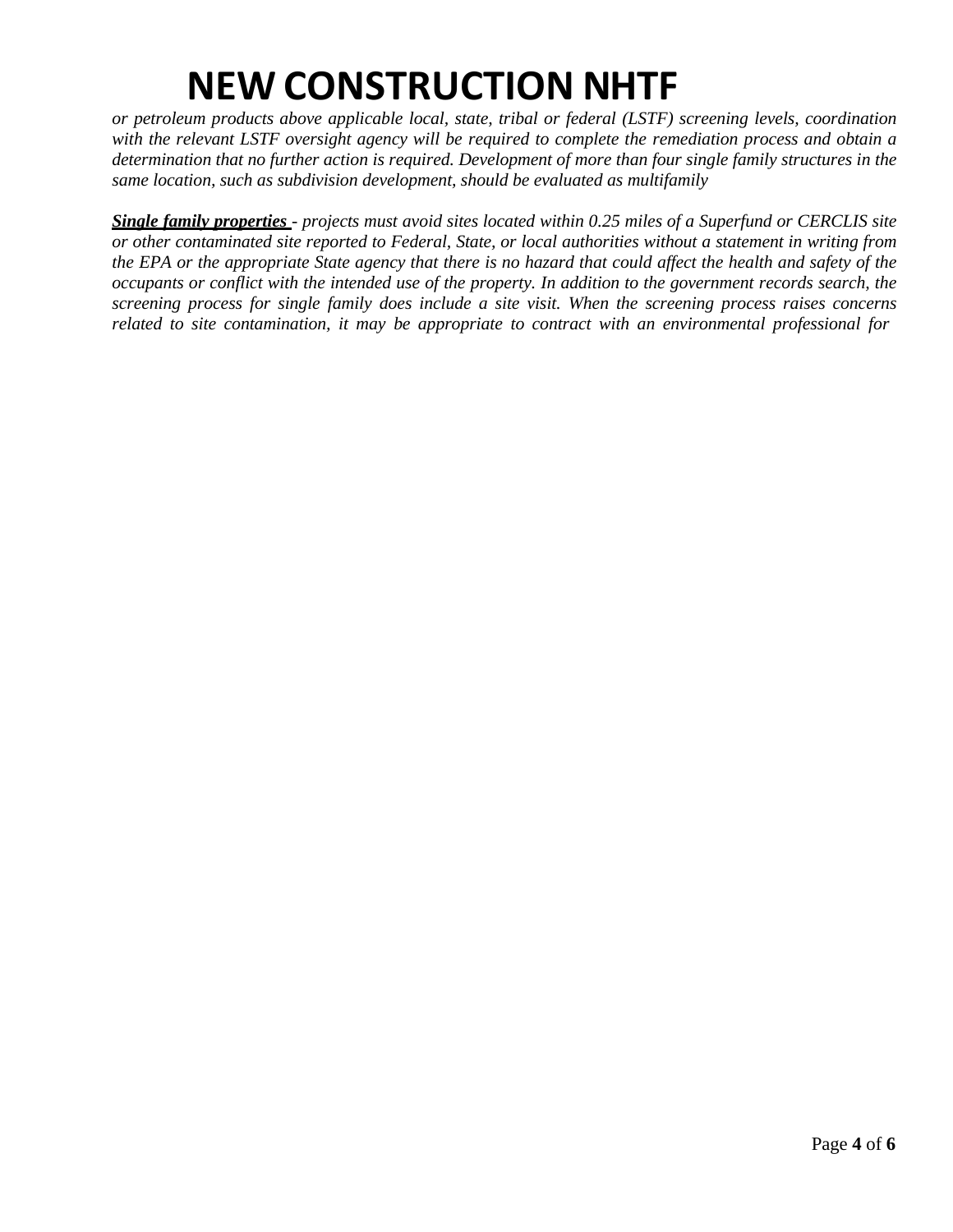*or petroleum products above applicable local, state, tribal or federal (LSTF) screening levels, coordination with the relevant LSTF oversight agency will be required to complete the remediation process and obtain a determination that no further action is required. Development of more than four single family structures in the same location, such as subdivision development, should be evaluated as multifamily*

***Single family properties*** *- projects must avoid sites located within 0.25 miles of a Superfund or CERCLIS site or other contaminated site reported to Federal, State, or local authorities without a statement in writing from the EPA or the appropriate State agency that there is no hazard that could affect the health and safety of the occupants or conflict with the intended use of the property. In addition to the government records search, the screening process for single family does include a site visit. When the screening process raises concerns related to site contamination, it may be appropriate to contract with an environmental professional for*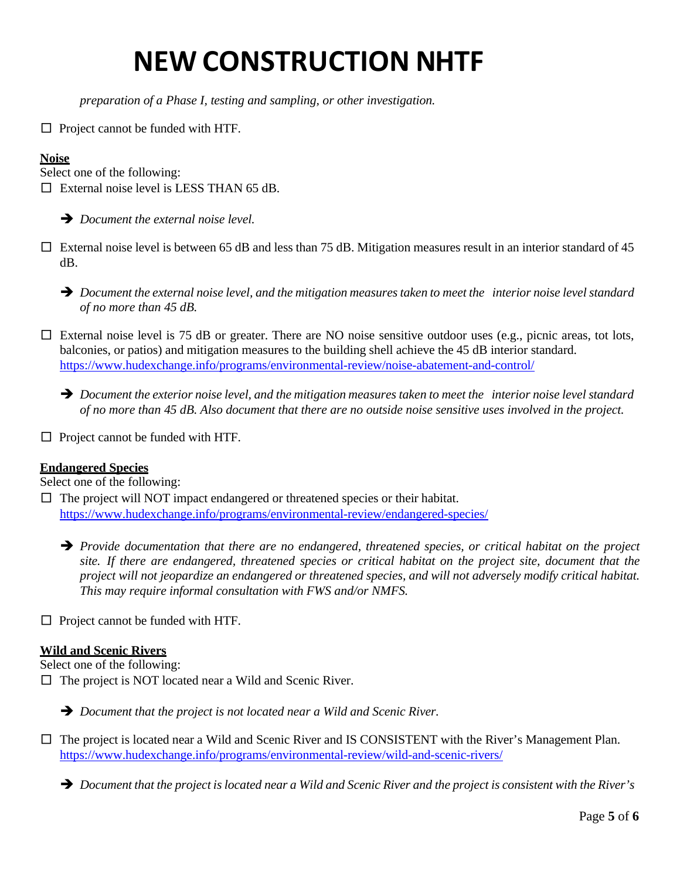*preparation of a Phase I, testing and sampling, or other investigation.*

- ☐ Project cannot be funded with HTF.

**Noise**

Select one of the following:

- ☐ External noise level is LESS THAN 65 dB.

  ➔ *Document the external noise level.*

- ☐ External noise level is between 65 dB and less than 75 dB. Mitigation measures result in an interior standard of 45 dB.

  ➔ *Document the external noise level, and the mitigation measures taken to meet the interior noise level standard of no more than 45 dB.*

- ☐ External noise level is 75 dB or greater. There are NO noise sensitive outdoor uses (e.g., picnic areas, tot lots, balconies, or patios) and mitigation measures to the building shell achieve the 45 dB interior standard. https://www.hudexchange.info/programs/environmental-review/noise-abatement-and-control/

  ➔ *Document the exterior noise level, and the mitigation measures taken to meet the interior noise level standard of no more than 45 dB. Also document that there are no outside noise sensitive uses involved in the project.*

- ☐ Project cannot be funded with HTF.

**Endangered Species**

Select one of the following:

- ☐ The project will NOT impact endangered or threatened species or their habitat. https://www.hudexchange.info/programs/environmental-review/endangered-species/

  ➔ *Provide documentation that there are no endangered, threatened species, or critical habitat on the project site. If there are endangered, threatened species or critical habitat on the project site, document that the project will not jeopardize an endangered or threatened species, and will not adversely modify critical habitat. This may require informal consultation with FWS and/or NMFS.*

- ☐ Project cannot be funded with HTF.

**Wild and Scenic Rivers**

Select one of the following:

- ☐ The project is NOT located near a Wild and Scenic River.

  ➔ *Document that the project is not located near a Wild and Scenic River.*

- ☐ The project is located near a Wild and Scenic River and IS CONSISTENT with the River's Management Plan. https://www.hudexchange.info/programs/environmental-review/wild-and-scenic-rivers/

  ➔ *Document that the project is located near a Wild and Scenic River and the project is consistent with the River's*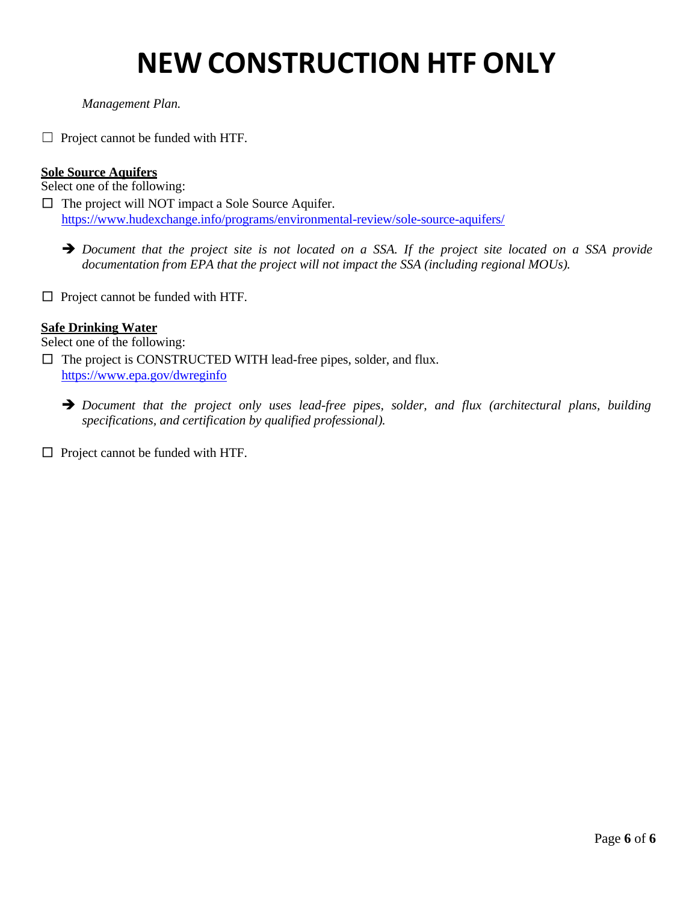*Management Plan.*

☐ Project cannot be funded with HTF.

**Sole Source Aquifers**

Select one of the following:

☐ The project will NOT impact a Sole Source Aquifer.
https://www.hudexchange.info/programs/environmental-review/sole-source-aquifers/

➔ *Document that the project site is not located on a SSA. If the project site located on a SSA provide documentation from EPA that the project will not impact the SSA (including regional MOUs).*

☐ Project cannot be funded with HTF.

**Safe Drinking Water**

Select one of the following:

☐ The project is CONSTRUCTED WITH lead-free pipes, solder, and flux.
https://www.epa.gov/dwreginfo

➔ *Document that the project only uses lead-free pipes, solder, and flux (architectural plans, building specifications, and certification by qualified professional).*

☐ Project cannot be funded with HTF.